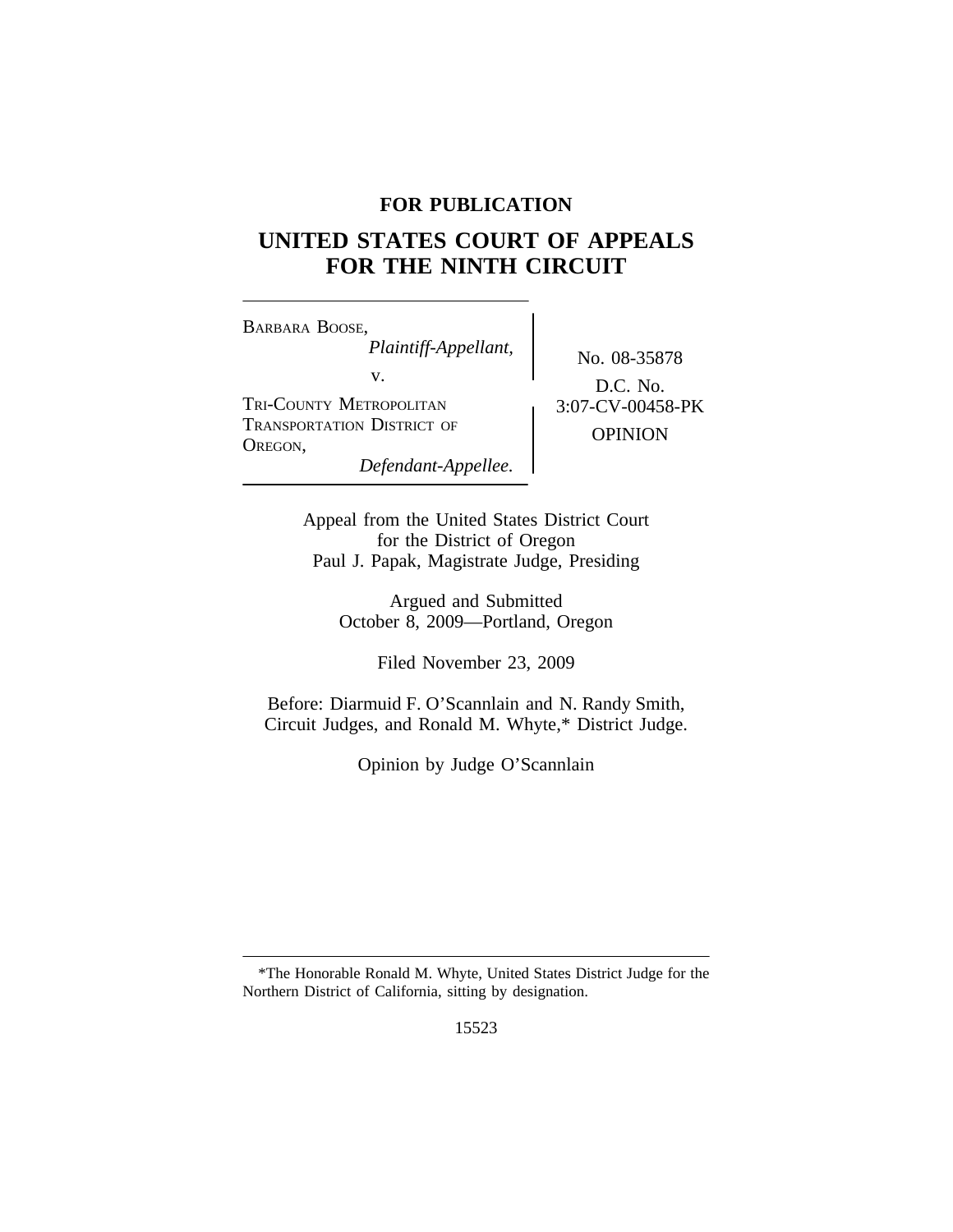**FOR PUBLICATION**

# UNITED STATES COURT OF APPEALS FOR THE NINTH CIRCUIT

BARBARA BOOSE,
*Plaintiff-Appellant,*
v.
TRI-COUNTY METROPOLITAN TRANSPORTATION DISTRICT OF OREGON,
*Defendant-Appellee.*

No. 08-35878
D.C. No. 3:07-CV-00458-PK
OPINION

Appeal from the United States District Court
for the District of Oregon
Paul J. Papak, Magistrate Judge, Presiding

Argued and Submitted
October 8, 2009—Portland, Oregon

Filed November 23, 2009

Before: Diarmuid F. O'Scannlain and N. Randy Smith, Circuit Judges, and Ronald M. Whyte,* District Judge.

Opinion by Judge O'Scannlain

---

*The Honorable Ronald M. Whyte, United States District Judge for the Northern District of California, sitting by designation.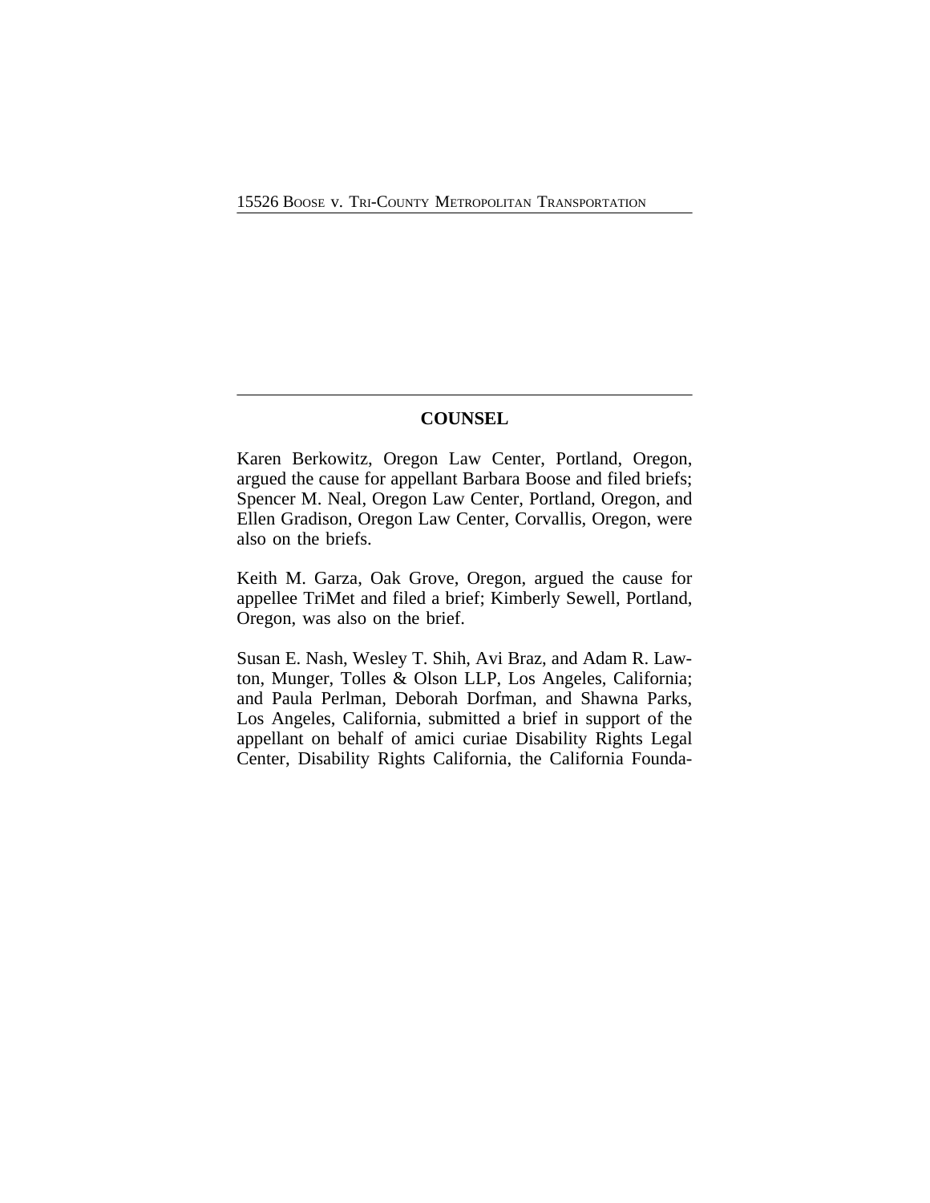## COUNSEL

Karen Berkowitz, Oregon Law Center, Portland, Oregon, argued the cause for appellant Barbara Boose and filed briefs; Spencer M. Neal, Oregon Law Center, Portland, Oregon, and Ellen Gradison, Oregon Law Center, Corvallis, Oregon, were also on the briefs.

Keith M. Garza, Oak Grove, Oregon, argued the cause for appellee TriMet and filed a brief; Kimberly Sewell, Portland, Oregon, was also on the brief.

Susan E. Nash, Wesley T. Shih, Avi Braz, and Adam R. Lawton, Munger, Tolles & Olson LLP, Los Angeles, California; and Paula Perlman, Deborah Dorfman, and Shawna Parks, Los Angeles, California, submitted a brief in support of the appellant on behalf of amici curiae Disability Rights Legal Center, Disability Rights California, the California Founda-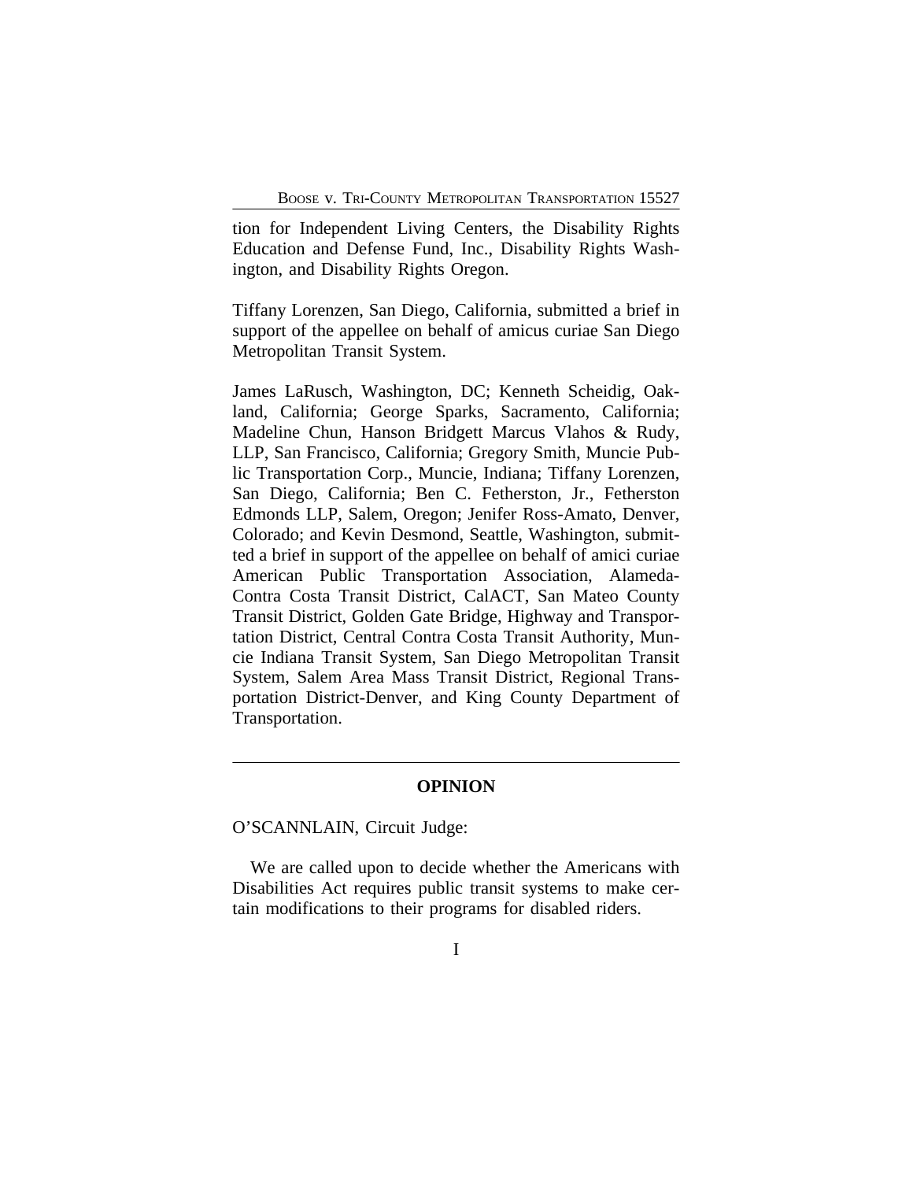tion for Independent Living Centers, the Disability Rights Education and Defense Fund, Inc., Disability Rights Washington, and Disability Rights Oregon.

Tiffany Lorenzen, San Diego, California, submitted a brief in support of the appellee on behalf of amicus curiae San Diego Metropolitan Transit System.

James LaRusch, Washington, DC; Kenneth Scheidig, Oakland, California; George Sparks, Sacramento, California; Madeline Chun, Hanson Bridgett Marcus Vlahos & Rudy, LLP, San Francisco, California; Gregory Smith, Muncie Public Transportation Corp., Muncie, Indiana; Tiffany Lorenzen, San Diego, California; Ben C. Fetherston, Jr., Fetherston Edmonds LLP, Salem, Oregon; Jenifer Ross-Amato, Denver, Colorado; and Kevin Desmond, Seattle, Washington, submitted a brief in support of the appellee on behalf of amici curiae American Public Transportation Association, Alameda-Contra Costa Transit District, CalACT, San Mateo County Transit District, Golden Gate Bridge, Highway and Transportation District, Central Contra Costa Transit Authority, Muncie Indiana Transit System, San Diego Metropolitan Transit System, Salem Area Mass Transit District, Regional Transportation District-Denver, and King County Department of Transportation.

---

## OPINION

O'SCANNLAIN, Circuit Judge:

We are called upon to decide whether the Americans with Disabilities Act requires public transit systems to make certain modifications to their programs for disabled riders.

### I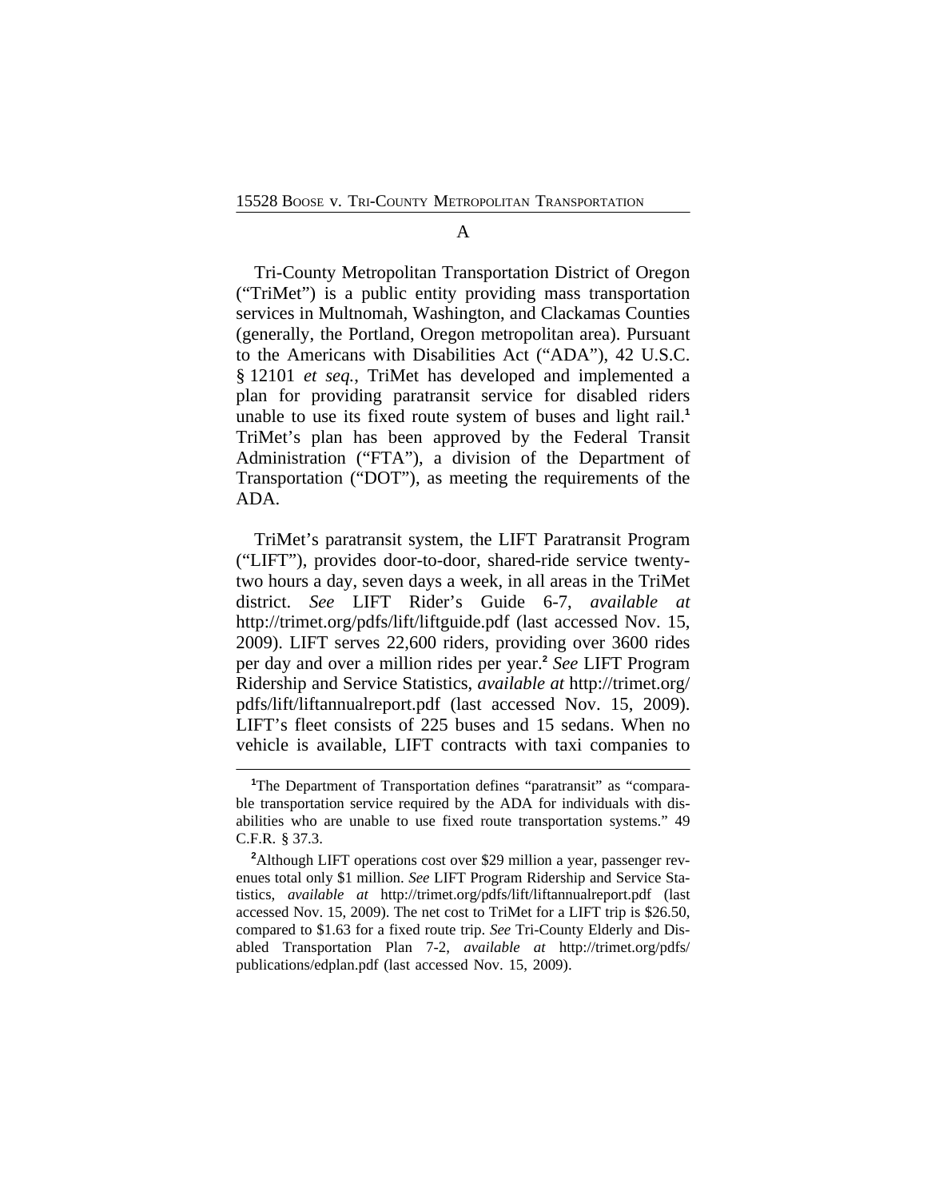A

Tri-County Metropolitan Transportation District of Oregon ("TriMet") is a public entity providing mass transportation services in Multnomah, Washington, and Clackamas Counties (generally, the Portland, Oregon metropolitan area). Pursuant to the Americans with Disabilities Act ("ADA"), 42 U.S.C. § 12101 *et seq.*, TriMet has developed and implemented a plan for providing paratransit service for disabled riders unable to use its fixed route system of buses and light rail.[1] TriMet's plan has been approved by the Federal Transit Administration ("FTA"), a division of the Department of Transportation ("DOT"), as meeting the requirements of the ADA.

TriMet's paratransit system, the LIFT Paratransit Program ("LIFT"), provides door-to-door, shared-ride service twenty-two hours a day, seven days a week, in all areas in the TriMet district. *See* LIFT Rider's Guide 6-7, *available at* http://trimet.org/pdfs/lift/liftguide.pdf (last accessed Nov. 15, 2009). LIFT serves 22,600 riders, providing over 3600 rides per day and over a million rides per year.[2] *See* LIFT Program Ridership and Service Statistics, *available at* http://trimet.org/pdfs/lift/liftannualreport.pdf (last accessed Nov. 15, 2009). LIFT's fleet consists of 225 buses and 15 sedans. When no vehicle is available, LIFT contracts with taxi companies to

---

[1]The Department of Transportation defines "paratransit" as "comparable transportation service required by the ADA for individuals with disabilities who are unable to use fixed route transportation systems." 49 C.F.R. § 37.3.

[2]Although LIFT operations cost over $29 million a year, passenger revenues total only $1 million. *See* LIFT Program Ridership and Service Statistics, *available at* http://trimet.org/pdfs/lift/liftannualreport.pdf (last accessed Nov. 15, 2009). The net cost to TriMet for a LIFT trip is $26.50, compared to $1.63 for a fixed route trip. *See* Tri-County Elderly and Disabled Transportation Plan 7-2, *available at* http://trimet.org/pdfs/publications/edplan.pdf (last accessed Nov. 15, 2009).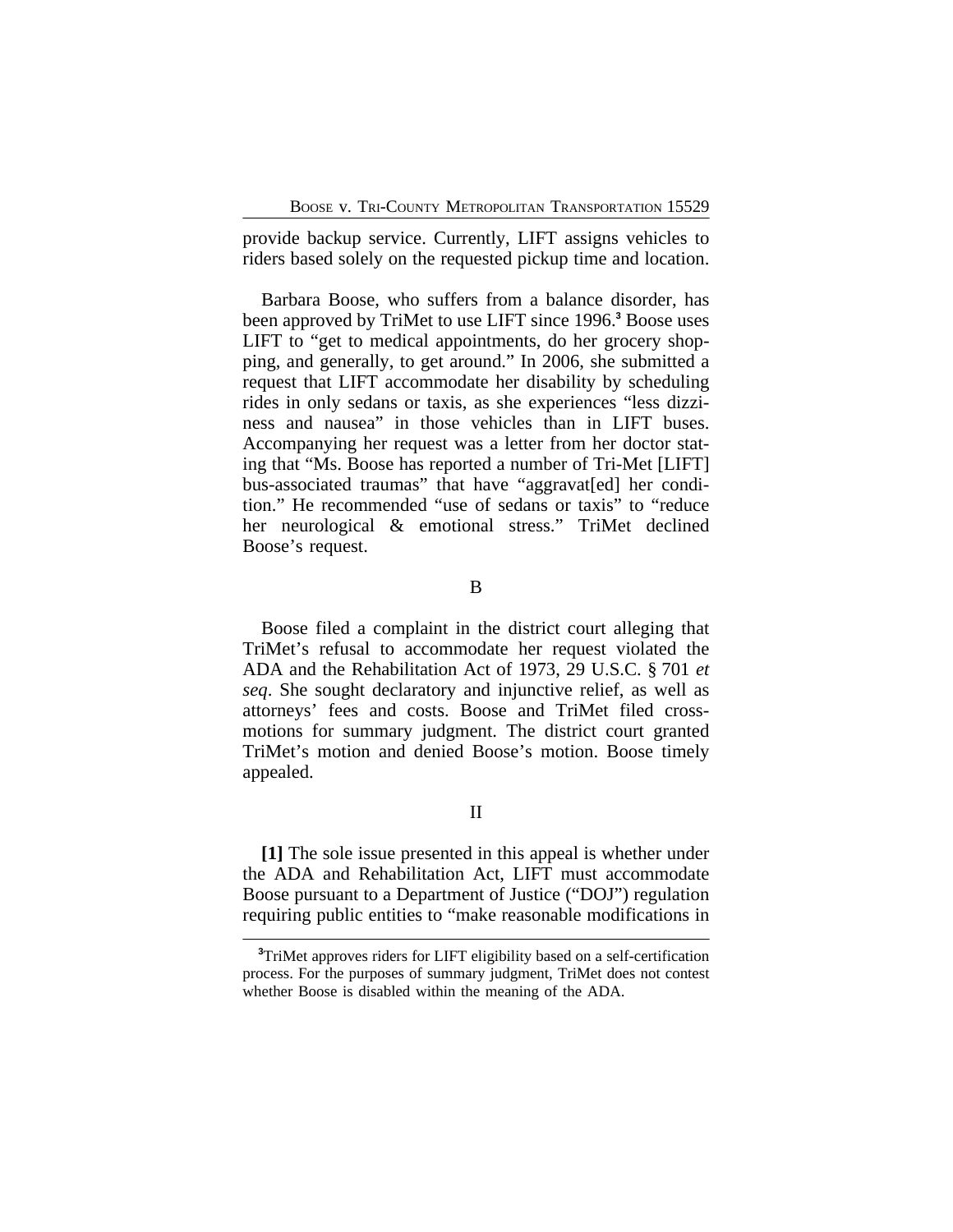provide backup service. Currently, LIFT assigns vehicles to riders based solely on the requested pickup time and location.

Barbara Boose, who suffers from a balance disorder, has been approved by TriMet to use LIFT since 1996.[3] Boose uses LIFT to "get to medical appointments, do her grocery shopping, and generally, to get around." In 2006, she submitted a request that LIFT accommodate her disability by scheduling rides in only sedans or taxis, as she experiences "less dizziness and nausea" in those vehicles than in LIFT buses. Accompanying her request was a letter from her doctor stating that "Ms. Boose has reported a number of Tri-Met [LIFT] bus-associated traumas" that have "aggravat[ed] her condition." He recommended "use of sedans or taxis" to "reduce her neurological & emotional stress." TriMet declined Boose's request.

## B

Boose filed a complaint in the district court alleging that TriMet's refusal to accommodate her request violated the ADA and the Rehabilitation Act of 1973, 29 U.S.C. § 701 *et seq*. She sought declaratory and injunctive relief, as well as attorneys' fees and costs. Boose and TriMet filed cross-motions for summary judgment. The district court granted TriMet's motion and denied Boose's motion. Boose timely appealed.

## II

**[1]** The sole issue presented in this appeal is whether under the ADA and Rehabilitation Act, LIFT must accommodate Boose pursuant to a Department of Justice ("DOJ") regulation requiring public entities to "make reasonable modifications in

---

[3]TriMet approves riders for LIFT eligibility based on a self-certification process. For the purposes of summary judgment, TriMet does not contest whether Boose is disabled within the meaning of the ADA.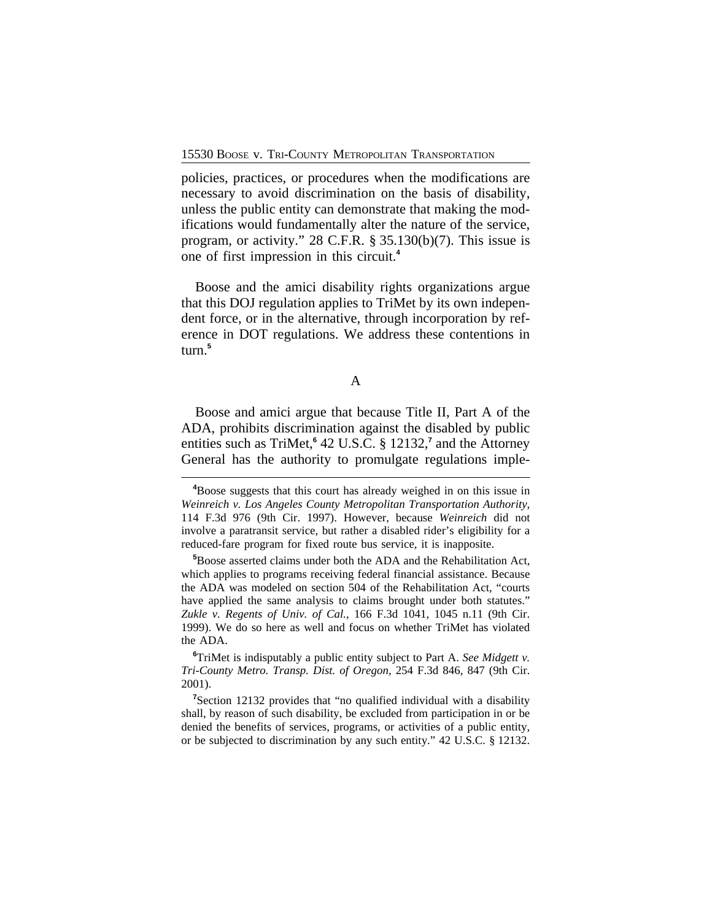policies, practices, or procedures when the modifications are necessary to avoid discrimination on the basis of disability, unless the public entity can demonstrate that making the modifications would fundamentally alter the nature of the service, program, or activity." 28 C.F.R. § 35.130(b)(7). This issue is one of first impression in this circuit.[4]

Boose and the amici disability rights organizations argue that this DOJ regulation applies to TriMet by its own independent force, or in the alternative, through incorporation by reference in DOT regulations. We address these contentions in turn.[5]

A

Boose and amici argue that because Title II, Part A of the ADA, prohibits discrimination against the disabled by public entities such as TriMet,[6] 42 U.S.C. § 12132,[7] and the Attorney General has the authority to promulgate regulations imple-

---

[4]Boose suggests that this court has already weighed in on this issue in *Weinreich v. Los Angeles County Metropolitan Transportation Authority*, 114 F.3d 976 (9th Cir. 1997). However, because *Weinreich* did not involve a paratransit service, but rather a disabled rider's eligibility for a reduced-fare program for fixed route bus service, it is inapposite.

[5]Boose asserted claims under both the ADA and the Rehabilitation Act, which applies to programs receiving federal financial assistance. Because the ADA was modeled on section 504 of the Rehabilitation Act, "courts have applied the same analysis to claims brought under both statutes." *Zukle v. Regents of Univ. of Cal.*, 166 F.3d 1041, 1045 n.11 (9th Cir. 1999). We do so here as well and focus on whether TriMet has violated the ADA.

[6]TriMet is indisputably a public entity subject to Part A. *See Midgett v. Tri-County Metro. Transp. Dist. of Oregon*, 254 F.3d 846, 847 (9th Cir. 2001).

[7]Section 12132 provides that "no qualified individual with a disability shall, by reason of such disability, be excluded from participation in or be denied the benefits of services, programs, or activities of a public entity, or be subjected to discrimination by any such entity." 42 U.S.C. § 12132.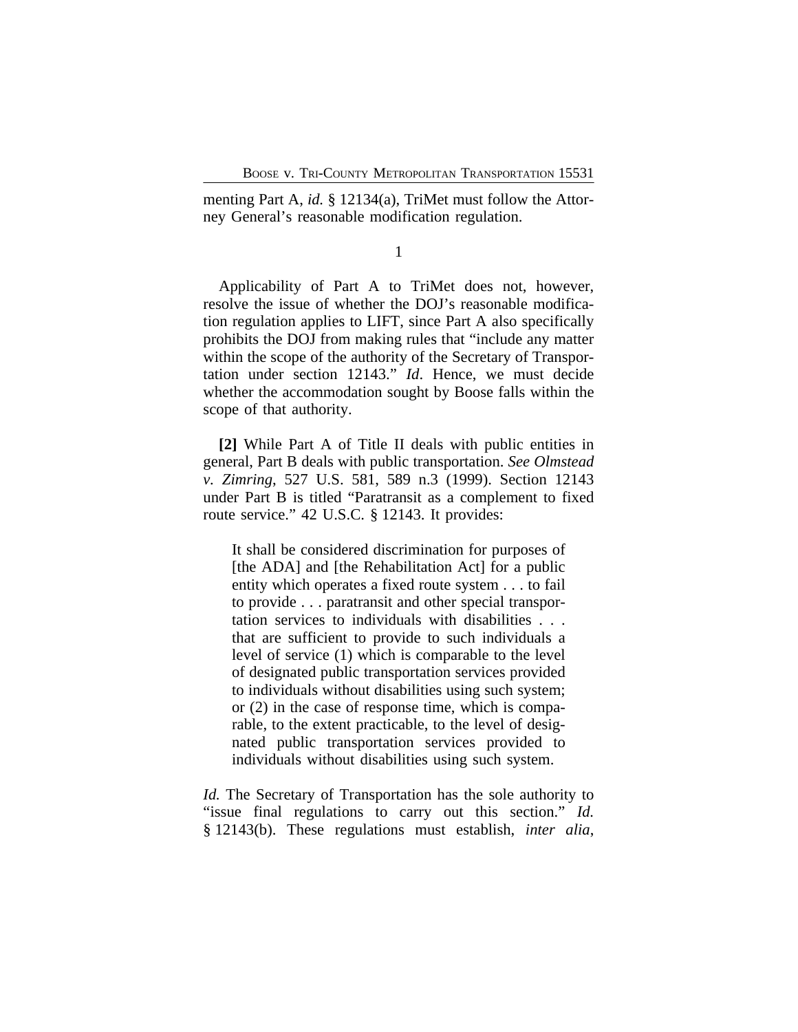menting Part A, *id.* § 12134(a), TriMet must follow the Attorney General's reasonable modification regulation.

1

Applicability of Part A to TriMet does not, however, resolve the issue of whether the DOJ's reasonable modification regulation applies to LIFT, since Part A also specifically prohibits the DOJ from making rules that "include any matter within the scope of the authority of the Secretary of Transportation under section 12143." *Id*. Hence, we must decide whether the accommodation sought by Boose falls within the scope of that authority.

**[2]** While Part A of Title II deals with public entities in general, Part B deals with public transportation. *See Olmstead v. Zimring*, 527 U.S. 581, 589 n.3 (1999). Section 12143 under Part B is titled "Paratransit as a complement to fixed route service." 42 U.S.C. § 12143. It provides:

> It shall be considered discrimination for purposes of [the ADA] and [the Rehabilitation Act] for a public entity which operates a fixed route system . . . to fail to provide . . . paratransit and other special transportation services to individuals with disabilities . . . that are sufficient to provide to such individuals a level of service (1) which is comparable to the level of designated public transportation services provided to individuals without disabilities using such system; or (2) in the case of response time, which is comparable, to the extent practicable, to the level of designated public transportation services provided to individuals without disabilities using such system.

*Id.* The Secretary of Transportation has the sole authority to "issue final regulations to carry out this section." *Id.* § 12143(b). These regulations must establish, *inter alia*,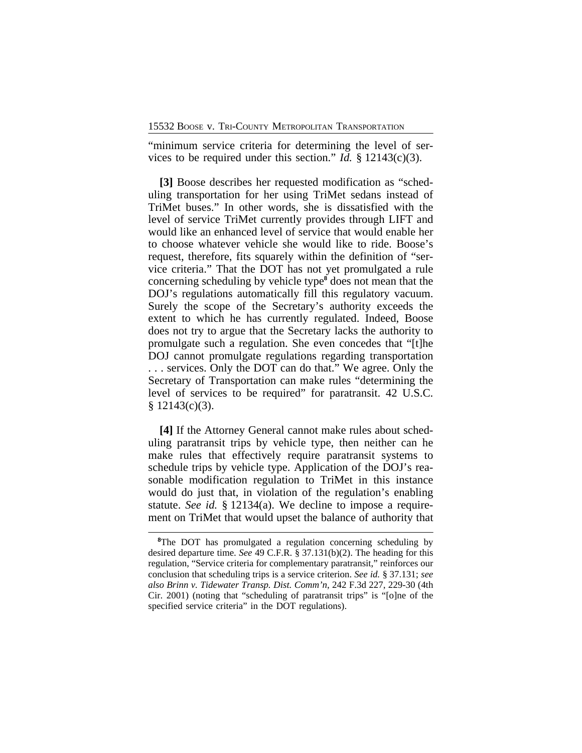"minimum service criteria for determining the level of services to be required under this section." *Id.* § 12143(c)(3).

**[3]** Boose describes her requested modification as "scheduling transportation for her using TriMet sedans instead of TriMet buses." In other words, she is dissatisfied with the level of service TriMet currently provides through LIFT and would like an enhanced level of service that would enable her to choose whatever vehicle she would like to ride. Boose's request, therefore, fits squarely within the definition of "service criteria." That the DOT has not yet promulgated a rule concerning scheduling by vehicle type[8] does not mean that the DOJ's regulations automatically fill this regulatory vacuum. Surely the scope of the Secretary's authority exceeds the extent to which he has currently regulated. Indeed, Boose does not try to argue that the Secretary lacks the authority to promulgate such a regulation. She even concedes that "[t]he DOJ cannot promulgate regulations regarding transportation . . . services. Only the DOT can do that." We agree. Only the Secretary of Transportation can make rules "determining the level of services to be required" for paratransit. 42 U.S.C. § 12143(c)(3).

**[4]** If the Attorney General cannot make rules about scheduling paratransit trips by vehicle type, then neither can he make rules that effectively require paratransit systems to schedule trips by vehicle type. Application of the DOJ's reasonable modification regulation to TriMet in this instance would do just that, in violation of the regulation's enabling statute. *See id.* § 12134(a). We decline to impose a requirement on TriMet that would upset the balance of authority that

---

[8]The DOT has promulgated a regulation concerning scheduling by desired departure time. *See* 49 C.F.R. § 37.131(b)(2). The heading for this regulation, "Service criteria for complementary paratransit," reinforces our conclusion that scheduling trips is a service criterion. *See id.* § 37.131; *see also Brinn v. Tidewater Transp. Dist. Comm'n*, 242 F.3d 227, 229-30 (4th Cir. 2001) (noting that "scheduling of paratransit trips" is "[o]ne of the specified service criteria" in the DOT regulations).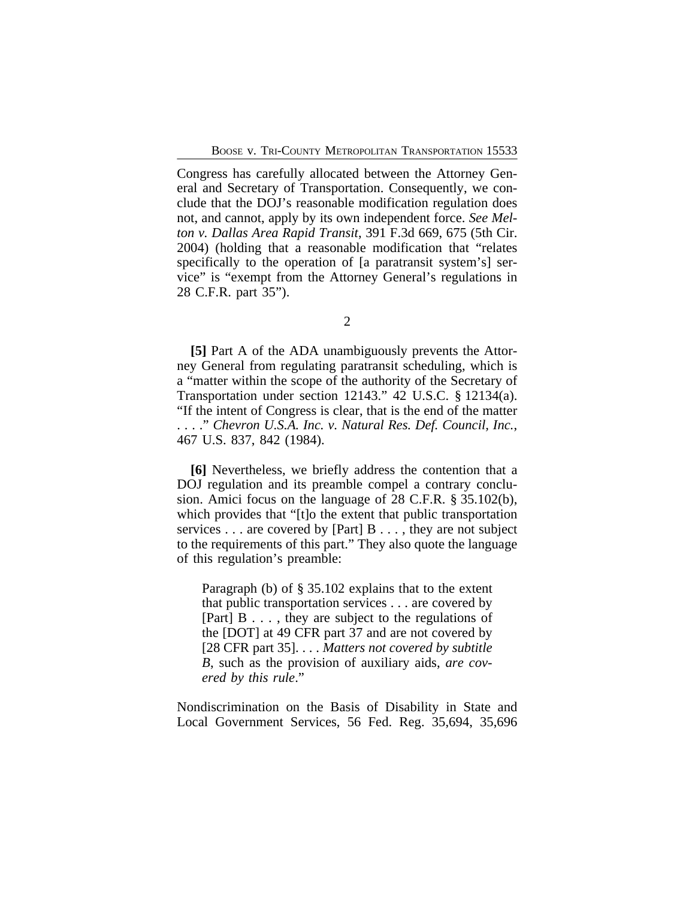Congress has carefully allocated between the Attorney General and Secretary of Transportation. Consequently, we conclude that the DOJ's reasonable modification regulation does not, and cannot, apply by its own independent force. *See Melton v. Dallas Area Rapid Transit*, 391 F.3d 669, 675 (5th Cir. 2004) (holding that a reasonable modification that "relates specifically to the operation of [a paratransit system's] service" is "exempt from the Attorney General's regulations in 28 C.F.R. part 35").

2

**[5]** Part A of the ADA unambiguously prevents the Attorney General from regulating paratransit scheduling, which is a "matter within the scope of the authority of the Secretary of Transportation under section 12143." 42 U.S.C. § 12134(a). "If the intent of Congress is clear, that is the end of the matter . . . ." *Chevron U.S.A. Inc. v. Natural Res. Def. Council, Inc.*, 467 U.S. 837, 842 (1984).

**[6]** Nevertheless, we briefly address the contention that a DOJ regulation and its preamble compel a contrary conclusion. Amici focus on the language of 28 C.F.R. § 35.102(b), which provides that "[t]o the extent that public transportation services . . . are covered by [Part] B . . . , they are not subject to the requirements of this part." They also quote the language of this regulation's preamble:

> Paragraph (b) of § 35.102 explains that to the extent that public transportation services . . . are covered by [Part] B . . . , they are subject to the regulations of the [DOT] at 49 CFR part 37 and are not covered by [28 CFR part 35]. . . . *Matters not covered by subtitle B*, such as the provision of auxiliary aids, *are covered by this rule*."

Nondiscrimination on the Basis of Disability in State and Local Government Services, 56 Fed. Reg. 35,694, 35,696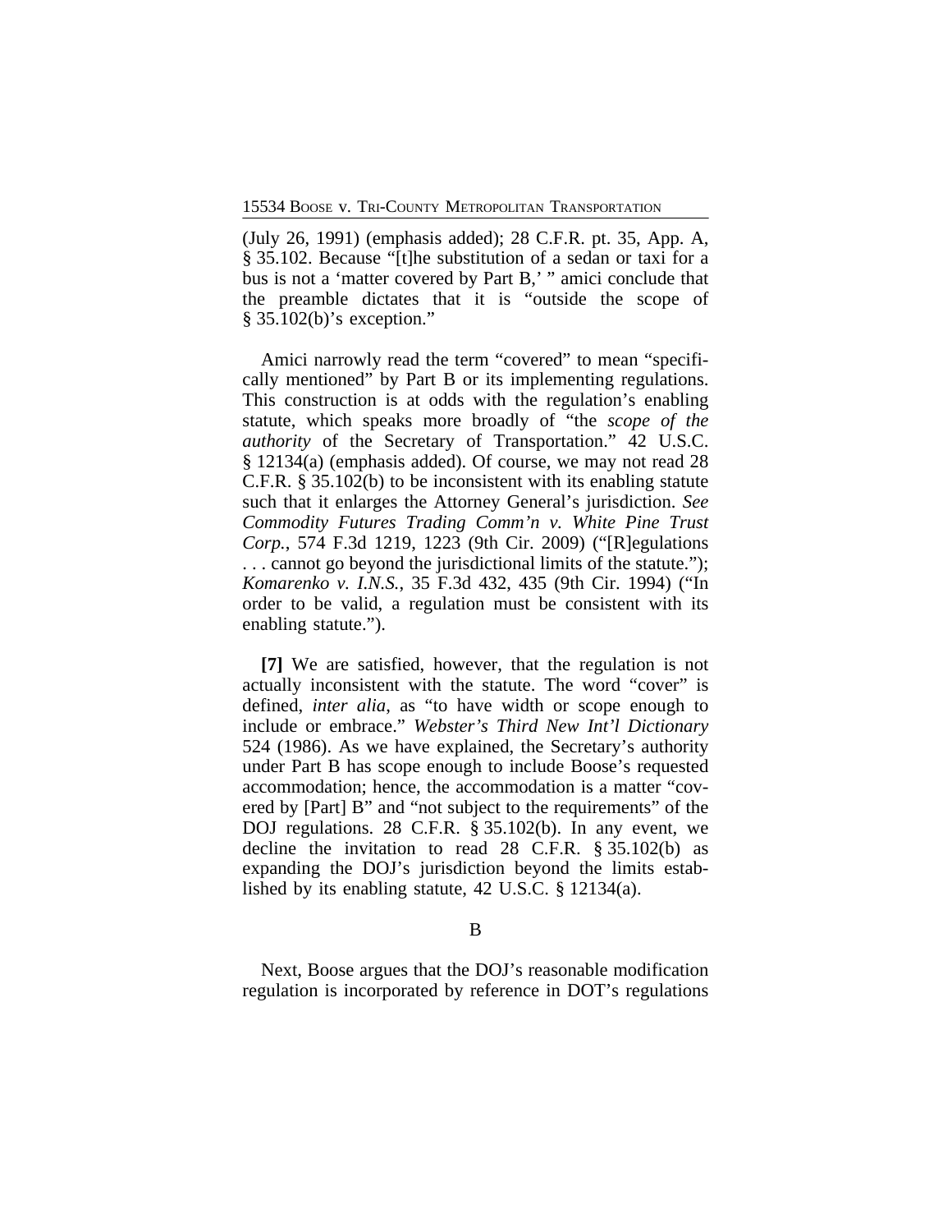(July 26, 1991) (emphasis added); 28 C.F.R. pt. 35, App. A, § 35.102. Because "[t]he substitution of a sedan or taxi for a bus is not a 'matter covered by Part B,' " amici conclude that the preamble dictates that it is "outside the scope of § 35.102(b)'s exception."

Amici narrowly read the term "covered" to mean "specifically mentioned" by Part B or its implementing regulations. This construction is at odds with the regulation's enabling statute, which speaks more broadly of "the *scope of the authority* of the Secretary of Transportation." 42 U.S.C. § 12134(a) (emphasis added). Of course, we may not read 28 C.F.R. § 35.102(b) to be inconsistent with its enabling statute such that it enlarges the Attorney General's jurisdiction. *See Commodity Futures Trading Comm'n v. White Pine Trust Corp.*, 574 F.3d 1219, 1223 (9th Cir. 2009) ("[R]egulations . . . cannot go beyond the jurisdictional limits of the statute."); *Komarenko v. I.N.S.*, 35 F.3d 432, 435 (9th Cir. 1994) ("In order to be valid, a regulation must be consistent with its enabling statute.").

**[7]** We are satisfied, however, that the regulation is not actually inconsistent with the statute. The word "cover" is defined, *inter alia*, as "to have width or scope enough to include or embrace." *Webster's Third New Int'l Dictionary* 524 (1986). As we have explained, the Secretary's authority under Part B has scope enough to include Boose's requested accommodation; hence, the accommodation is a matter "covered by [Part] B" and "not subject to the requirements" of the DOJ regulations. 28 C.F.R. § 35.102(b). In any event, we decline the invitation to read 28 C.F.R. § 35.102(b) as expanding the DOJ's jurisdiction beyond the limits established by its enabling statute, 42 U.S.C. § 12134(a).

B

Next, Boose argues that the DOJ's reasonable modification regulation is incorporated by reference in DOT's regulations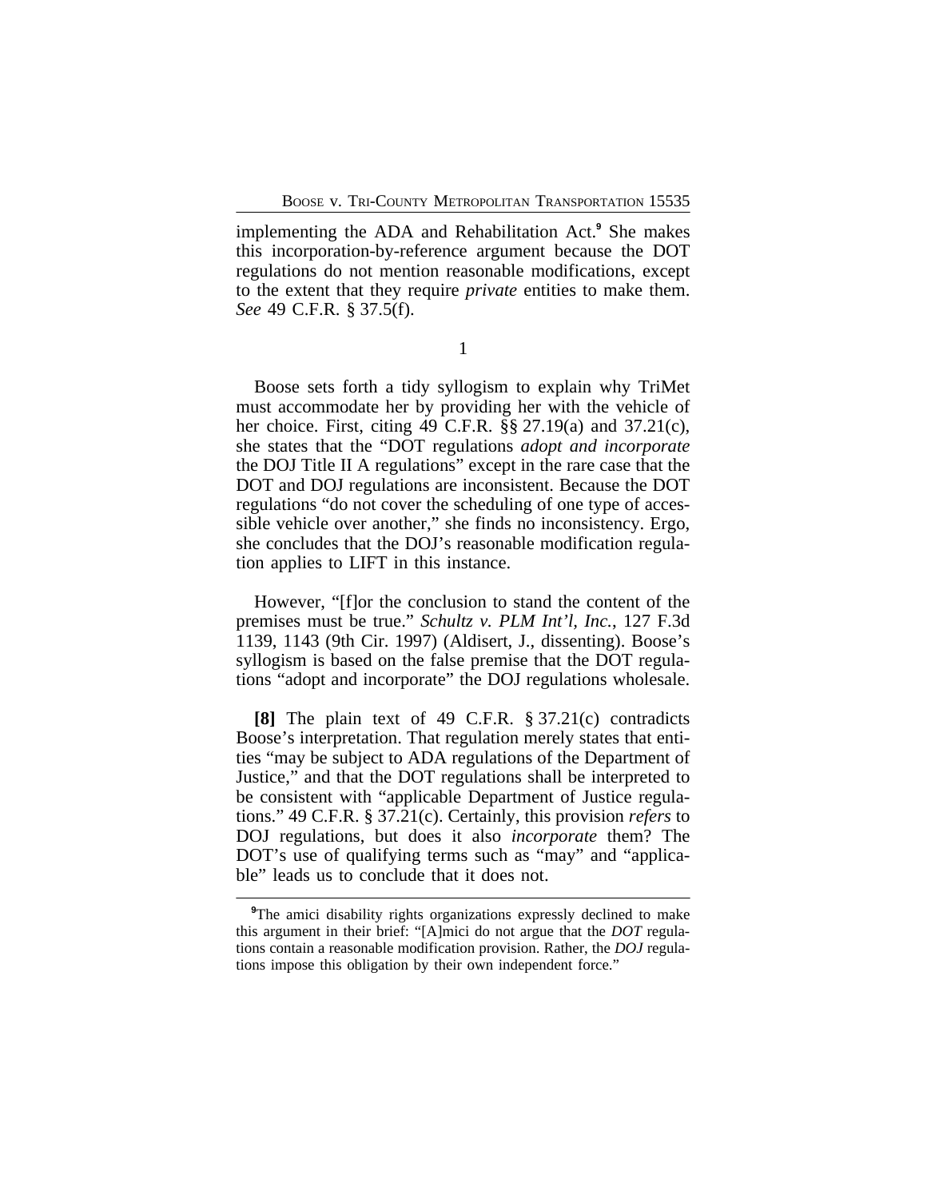implementing the ADA and Rehabilitation Act.[9] She makes this incorporation-by-reference argument because the DOT regulations do not mention reasonable modifications, except to the extent that they require *private* entities to make them. *See* 49 C.F.R. § 37.5(f).

1

Boose sets forth a tidy syllogism to explain why TriMet must accommodate her by providing her with the vehicle of her choice. First, citing 49 C.F.R. §§ 27.19(a) and 37.21(c), she states that the "DOT regulations *adopt and incorporate* the DOJ Title II A regulations" except in the rare case that the DOT and DOJ regulations are inconsistent. Because the DOT regulations "do not cover the scheduling of one type of accessible vehicle over another," she finds no inconsistency. Ergo, she concludes that the DOJ's reasonable modification regulation applies to LIFT in this instance.

However, "[f]or the conclusion to stand the content of the premises must be true." *Schultz v. PLM Int'l, Inc.*, 127 F.3d 1139, 1143 (9th Cir. 1997) (Aldisert, J., dissenting). Boose's syllogism is based on the false premise that the DOT regulations "adopt and incorporate" the DOJ regulations wholesale.

**[8]** The plain text of 49 C.F.R. § 37.21(c) contradicts Boose's interpretation. That regulation merely states that entities "may be subject to ADA regulations of the Department of Justice," and that the DOT regulations shall be interpreted to be consistent with "applicable Department of Justice regulations." 49 C.F.R. § 37.21(c). Certainly, this provision *refers* to DOJ regulations, but does it also *incorporate* them? The DOT's use of qualifying terms such as "may" and "applicable" leads us to conclude that it does not.

[9] The amici disability rights organizations expressly declined to make this argument in their brief: "[A]mici do not argue that the *DOT* regulations contain a reasonable modification provision. Rather, the *DOJ* regulations impose this obligation by their own independent force."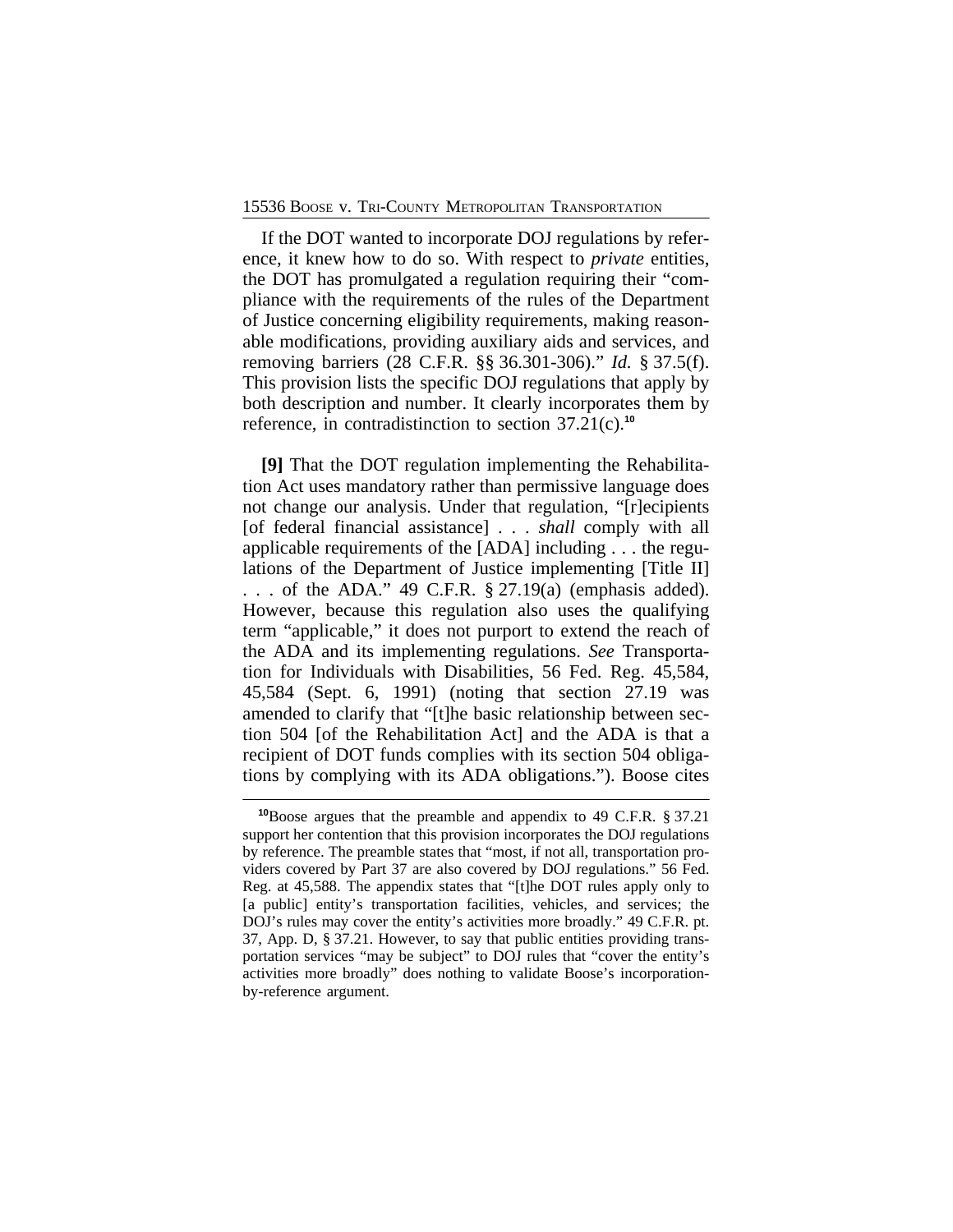If the DOT wanted to incorporate DOJ regulations by reference, it knew how to do so. With respect to *private* entities, the DOT has promulgated a regulation requiring their "compliance with the requirements of the rules of the Department of Justice concerning eligibility requirements, making reasonable modifications, providing auxiliary aids and services, and removing barriers (28 C.F.R. §§ 36.301-306)." *Id.* § 37.5(f). This provision lists the specific DOJ regulations that apply by both description and number. It clearly incorporates them by reference, in contradistinction to section 37.21(c).[10]

**[9]** That the DOT regulation implementing the Rehabilitation Act uses mandatory rather than permissive language does not change our analysis. Under that regulation, "[r]ecipients [of federal financial assistance] . . . *shall* comply with all applicable requirements of the [ADA] including . . . the regulations of the Department of Justice implementing [Title II] . . . of the ADA." 49 C.F.R. § 27.19(a) (emphasis added). However, because this regulation also uses the qualifying term "applicable," it does not purport to extend the reach of the ADA and its implementing regulations. *See* Transportation for Individuals with Disabilities, 56 Fed. Reg. 45,584, 45,584 (Sept. 6, 1991) (noting that section 27.19 was amended to clarify that "[t]he basic relationship between section 504 [of the Rehabilitation Act] and the ADA is that a recipient of DOT funds complies with its section 504 obligations by complying with its ADA obligations."). Boose cites

---

[10]Boose argues that the preamble and appendix to 49 C.F.R. § 37.21 support her contention that this provision incorporates the DOJ regulations by reference. The preamble states that "most, if not all, transportation providers covered by Part 37 are also covered by DOJ regulations." 56 Fed. Reg. at 45,588. The appendix states that "[t]he DOT rules apply only to [a public] entity's transportation facilities, vehicles, and services; the DOJ's rules may cover the entity's activities more broadly." 49 C.F.R. pt. 37, App. D, § 37.21. However, to say that public entities providing transportation services "may be subject" to DOJ rules that "cover the entity's activities more broadly" does nothing to validate Boose's incorporation-by-reference argument.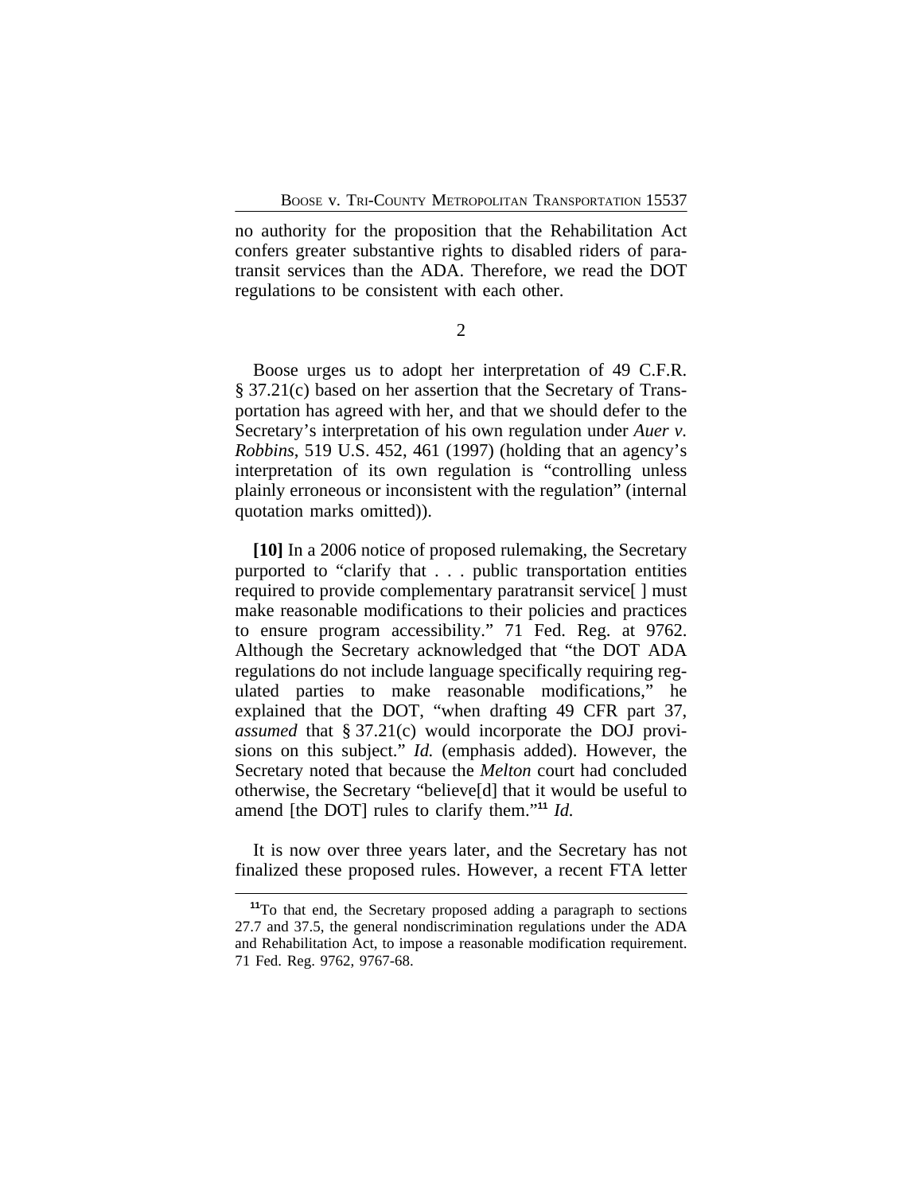no authority for the proposition that the Rehabilitation Act confers greater substantive rights to disabled riders of paratransit services than the ADA. Therefore, we read the DOT regulations to be consistent with each other.

2

Boose urges us to adopt her interpretation of 49 C.F.R. § 37.21(c) based on her assertion that the Secretary of Transportation has agreed with her, and that we should defer to the Secretary's interpretation of his own regulation under *Auer v. Robbins*, 519 U.S. 452, 461 (1997) (holding that an agency's interpretation of its own regulation is "controlling unless plainly erroneous or inconsistent with the regulation" (internal quotation marks omitted)).

**[10]** In a 2006 notice of proposed rulemaking, the Secretary purported to "clarify that . . . public transportation entities required to provide complementary paratransit service[ ] must make reasonable modifications to their policies and practices to ensure program accessibility." 71 Fed. Reg. at 9762. Although the Secretary acknowledged that "the DOT ADA regulations do not include language specifically requiring regulated parties to make reasonable modifications," he explained that the DOT, "when drafting 49 CFR part 37, *assumed* that § 37.21(c) would incorporate the DOJ provisions on this subject." *Id.* (emphasis added). However, the Secretary noted that because the *Melton* court had concluded otherwise, the Secretary "believe[d] that it would be useful to amend [the DOT] rules to clarify them."[11] *Id.*

It is now over three years later, and the Secretary has not finalized these proposed rules. However, a recent FTA letter

[11] To that end, the Secretary proposed adding a paragraph to sections 27.7 and 37.5, the general nondiscrimination regulations under the ADA and Rehabilitation Act, to impose a reasonable modification requirement. 71 Fed. Reg. 9762, 9767-68.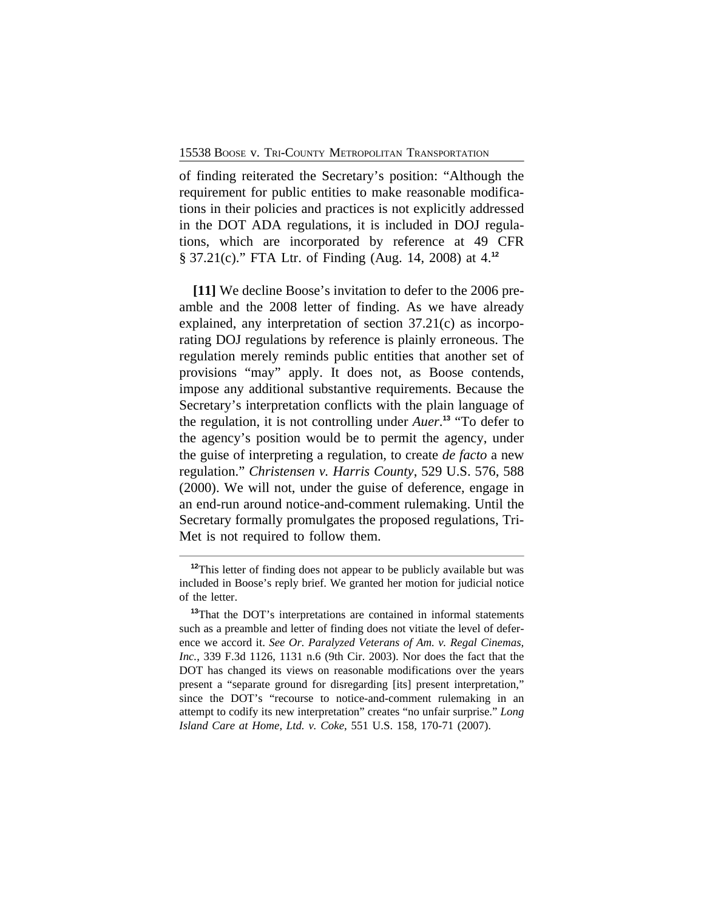of finding reiterated the Secretary's position: "Although the requirement for public entities to make reasonable modifications in their policies and practices is not explicitly addressed in the DOT ADA regulations, it is included in DOJ regulations, which are incorporated by reference at 49 CFR § 37.21(c)." FTA Ltr. of Finding (Aug. 14, 2008) at 4.[12]

**[11]** We decline Boose's invitation to defer to the 2006 preamble and the 2008 letter of finding. As we have already explained, any interpretation of section 37.21(c) as incorporating DOJ regulations by reference is plainly erroneous. The regulation merely reminds public entities that another set of provisions "may" apply. It does not, as Boose contends, impose any additional substantive requirements. Because the Secretary's interpretation conflicts with the plain language of the regulation, it is not controlling under *Auer*.[13] "To defer to the agency's position would be to permit the agency, under the guise of interpreting a regulation, to create *de facto* a new regulation." *Christensen v. Harris County*, 529 U.S. 576, 588 (2000). We will not, under the guise of deference, engage in an end-run around notice-and-comment rulemaking. Until the Secretary formally promulgates the proposed regulations, Tri-Met is not required to follow them.

---

[12]This letter of finding does not appear to be publicly available but was included in Boose's reply brief. We granted her motion for judicial notice of the letter.

[13]That the DOT's interpretations are contained in informal statements such as a preamble and letter of finding does not vitiate the level of deference we accord it. *See Or. Paralyzed Veterans of Am. v. Regal Cinemas, Inc.*, 339 F.3d 1126, 1131 n.6 (9th Cir. 2003). Nor does the fact that the DOT has changed its views on reasonable modifications over the years present a "separate ground for disregarding [its] present interpretation," since the DOT's "recourse to notice-and-comment rulemaking in an attempt to codify its new interpretation" creates "no unfair surprise." *Long Island Care at Home, Ltd. v. Coke*, 551 U.S. 158, 170-71 (2007).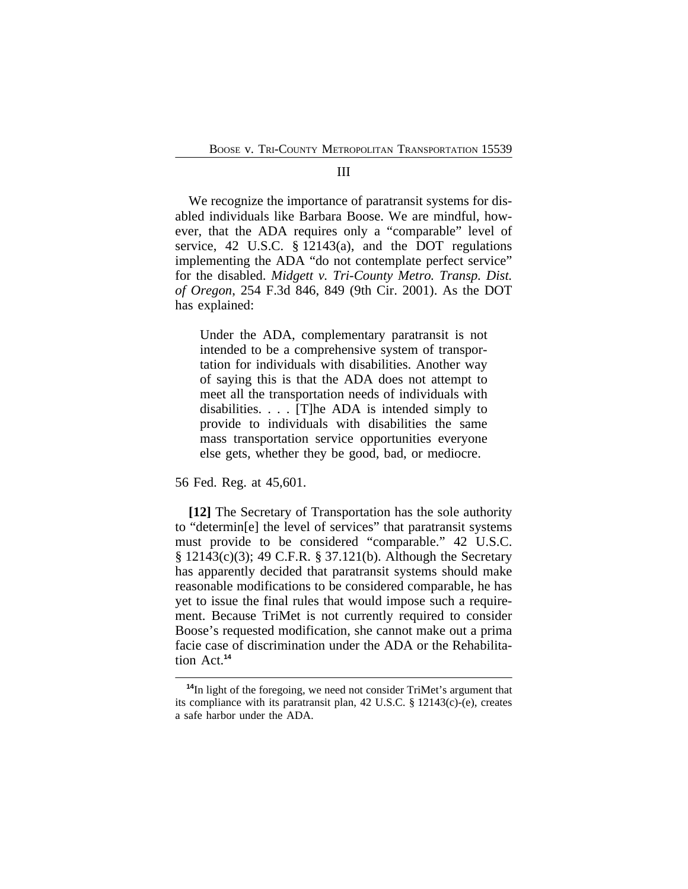## III

We recognize the importance of paratransit systems for disabled individuals like Barbara Boose. We are mindful, however, that the ADA requires only a "comparable" level of service, 42 U.S.C. § 12143(a), and the DOT regulations implementing the ADA "do not contemplate perfect service" for the disabled. *Midgett v. Tri-County Metro. Transp. Dist. of Oregon*, 254 F.3d 846, 849 (9th Cir. 2001). As the DOT has explained:

> Under the ADA, complementary paratransit is not intended to be a comprehensive system of transportation for individuals with disabilities. Another way of saying this is that the ADA does not attempt to meet all the transportation needs of individuals with disabilities. . . . [T]he ADA is intended simply to provide to individuals with disabilities the same mass transportation service opportunities everyone else gets, whether they be good, bad, or mediocre.

56 Fed. Reg. at 45,601.

**[12]** The Secretary of Transportation has the sole authority to "determin[e] the level of services" that paratransit systems must provide to be considered "comparable." 42 U.S.C. § 12143(c)(3); 49 C.F.R. § 37.121(b). Although the Secretary has apparently decided that paratransit systems should make reasonable modifications to be considered comparable, he has yet to issue the final rules that would impose such a requirement. Because TriMet is not currently required to consider Boose's requested modification, she cannot make out a prima facie case of discrimination under the ADA or the Rehabilitation Act.[14]

---

[14] In light of the foregoing, we need not consider TriMet's argument that its compliance with its paratransit plan, 42 U.S.C. § 12143(c)-(e), creates a safe harbor under the ADA.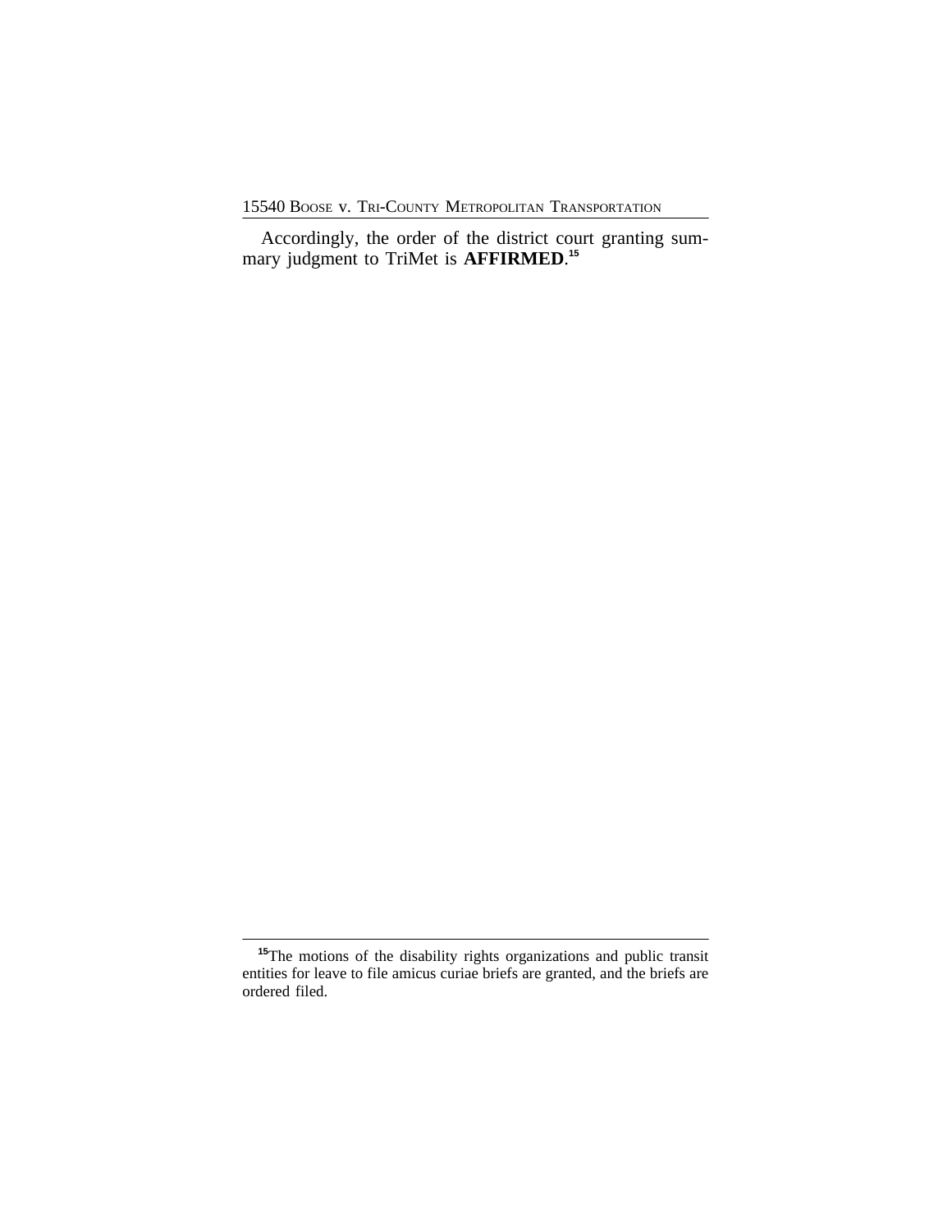Accordingly, the order of the district court granting summary judgment to TriMet is **AFFIRMED**.[15]

[15]The motions of the disability rights organizations and public transit entities for leave to file amicus curiae briefs are granted, and the briefs are ordered filed.